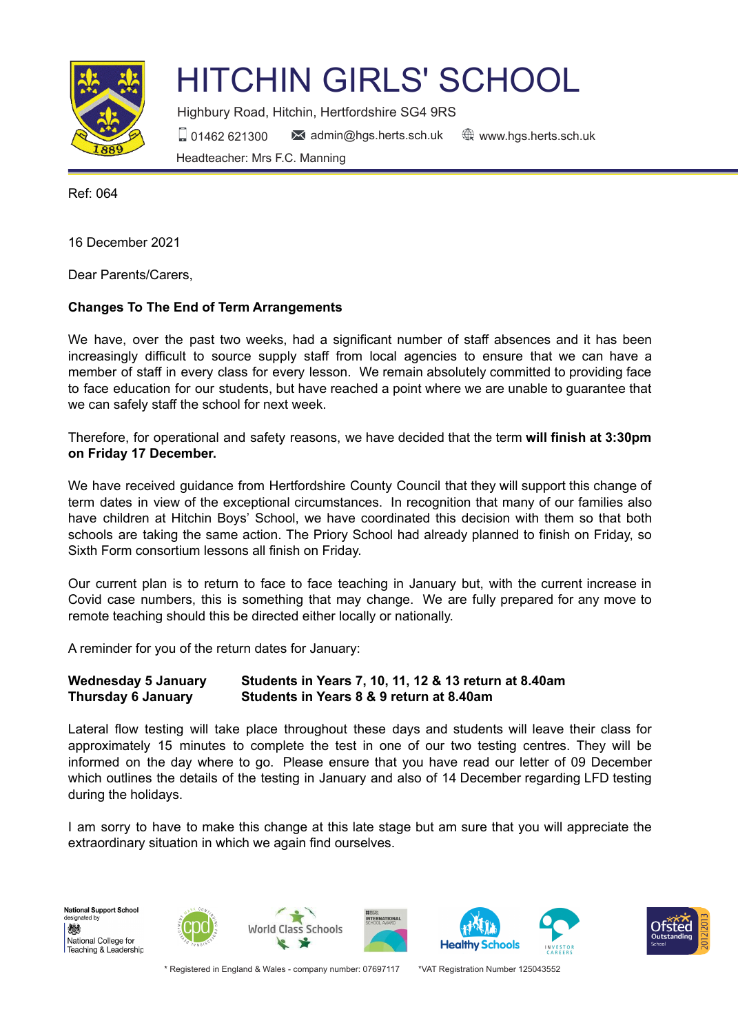# HITCHIN GIRLS' SCHOOL

Highbury Road, Hitchin, Hertfordshire SG4 9RS

01462 621300 admin@hgs.herts.sch.uk www.hgs.herts.sch.uk

Headteacher: Mrs F.C. Manning

Ref: 064

16 December 2021

Dear Parents/Carers,

**Changes To The End of Term Arrangements**

We have, over the past two weeks, had a significant number of staff absences and it has been increasingly difficult to source supply staff from local agencies to ensure that we can have a member of staff in every class for every lesson. We remain absolutely committed to providing face to face education for our students, but have reached a point where we are unable to guarantee that we can safely staff the school for next week.

Therefore, for operational and safety reasons, we have decided that the term **will finish at 3:30pm on Friday 17 December.**

We have received guidance from Hertfordshire County Council that they will support this change of term dates in view of the exceptional circumstances. In recognition that many of our families also have children at Hitchin Boys' School, we have coordinated this decision with them so that both schools are taking the same action. The Priory School had already planned to finish on Friday, so Sixth Form consortium lessons all finish on Friday.

Our current plan is to return to face to face teaching in January but, with the current increase in Covid case numbers, this is something that may change. We are fully prepared for any move to remote teaching should this be directed either locally or nationally.

A reminder for you of the return dates for January:

| | |
|---|---|
| **Wednesday 5 January** | **Students in Years 7, 10, 11, 12 & 13 return at 8.40am** |
| **Thursday 6 January** | **Students in Years 8 & 9 return at 8.40am** |

Lateral flow testing will take place throughout these days and students will leave their class for approximately 15 minutes to complete the test in one of our two testing centres. They will be informed on the day where to go. Please ensure that you have read our letter of 09 December which outlines the details of the testing in January and also of 14 December regarding LFD testing during the holidays.

I am sorry to have to make this change at this late stage but am sure that you will appreciate the extraordinary situation in which we again find ourselves.

\* Registered in England & Wales - company number: 07697117 \*VAT Registration Number 125043552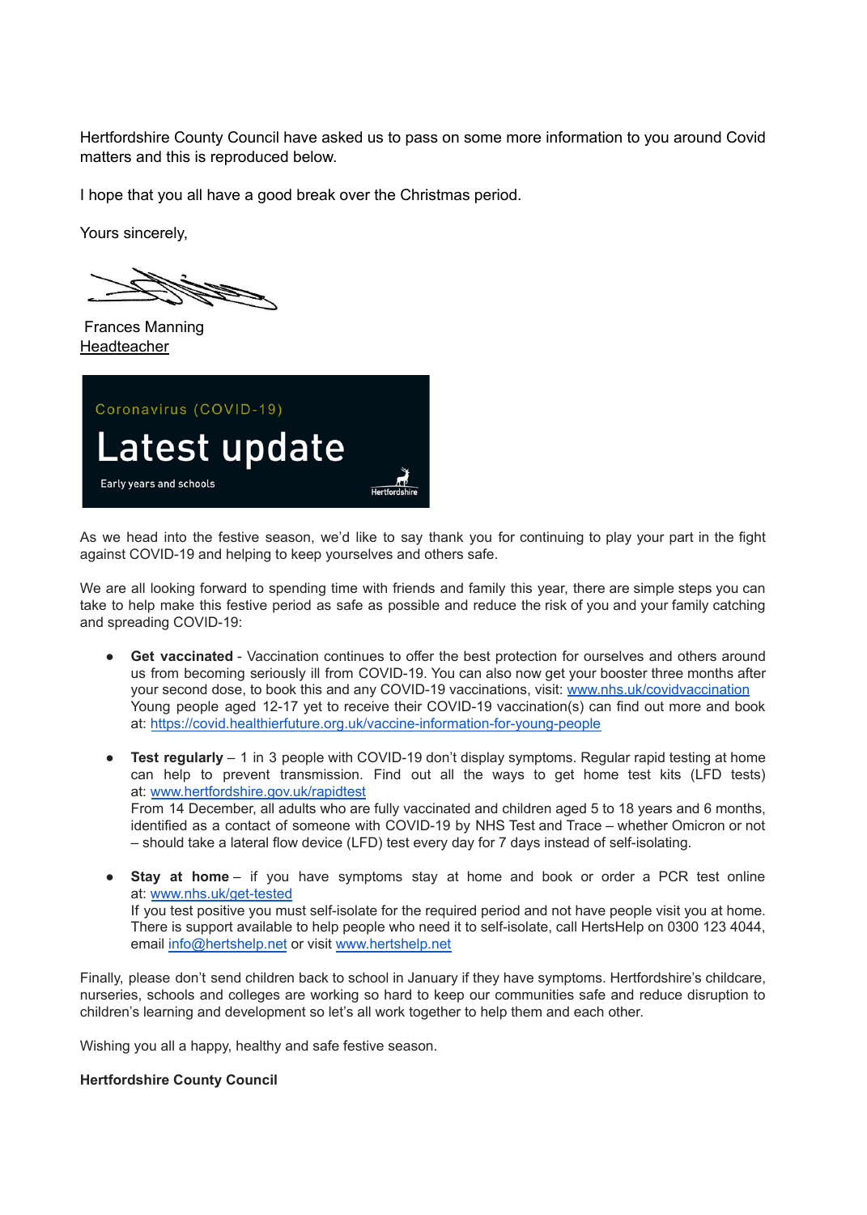Hertfordshire County Council have asked us to pass on some more information to you around Covid matters and this is reproduced below.

I hope that you all have a good break over the Christmas period.

Yours sincerely,

Frances Manning
Headteacher

Coronavirus (COVID-19)

# Latest update

Early years and schools

Hertfordshire

As we head into the festive season, we'd like to say thank you for continuing to play your part in the fight against COVID-19 and helping to keep yourselves and others safe.

We are all looking forward to spending time with friends and family this year, there are simple steps you can take to help make this festive period as safe as possible and reduce the risk of you and your family catching and spreading COVID-19:

- **Get vaccinated** - Vaccination continues to offer the best protection for ourselves and others around us from becoming seriously ill from COVID-19. You can also now get your booster three months after your second dose, to book this and any COVID-19 vaccinations, visit: www.nhs.uk/covidvaccination
  Young people aged 12-17 yet to receive their COVID-19 vaccination(s) can find out more and book at: https://covid.healthierfuture.org.uk/vaccine-information-for-young-people

- **Test regularly** – 1 in 3 people with COVID-19 don't display symptoms. Regular rapid testing at home can help to prevent transmission. Find out all the ways to get home test kits (LFD tests) at: www.hertfordshire.gov.uk/rapidtest
  From 14 December, all adults who are fully vaccinated and children aged 5 to 18 years and 6 months, identified as a contact of someone with COVID-19 by NHS Test and Trace – whether Omicron or not – should take a lateral flow device (LFD) test every day for 7 days instead of self-isolating.

- **Stay at home** – if you have symptoms stay at home and book or order a PCR test online at: www.nhs.uk/get-tested
  If you test positive you must self-isolate for the required period and not have people visit you at home. There is support available to help people who need it to self-isolate, call HertsHelp on 0300 123 4044, email info@hertshelp.net or visit www.hertshelp.net

Finally, please don't send children back to school in January if they have symptoms. Hertfordshire's childcare, nurseries, schools and colleges are working so hard to keep our communities safe and reduce disruption to children's learning and development so let's all work together to help them and each other.

Wishing you all a happy, healthy and safe festive season.

**Hertfordshire County Council**